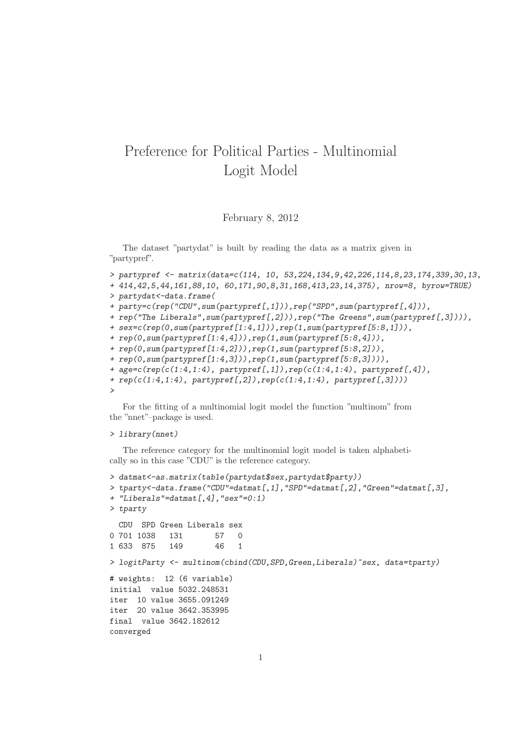# Preference for Political Parties - Multinomial Logit Model

February 8, 2012

The dataset "partydat" is built by reading the data as a matrix given in "partypref".

```
> partypref <- matrix(data=c(114, 10, 53,224,134,9,42,226,114,8,23,174,339,30,13,
+ 414,42,5,44,161,88,10, 60,171,90,8,31,168,413,23,14,375), nrow=8, byrow=TRUE)
> partydat<-data.frame(
+ party=c(rep("CDU",sum(partypref[,1])),rep("SPD",sum(partypref[,4])),
+ rep("The Liberals",sum(partypref[,2])),rep("The Greens",sum(partypref[,3]))),
+ sex=c(rep(0,sum(partypref[1:4,1])),rep(1,sum(partypref[5:8,1])),
+ rep(0,sum(partypref[1:4,4])),rep(1,sum(partypref[5:8,4])),
+ rep(0,sum(partypref[1:4,2])),rep(1,sum(partypref[5:8,2])),
+ rep(0,sum(partypref[1:4,3])),rep(1,sum(partypref[5:8,3]))),
+ age=c(rep(c(1:4,1:4), partypref[,1]),rep(c(1:4,1:4), partypref[,4]),
+ rep(c(1:4,1:4), partypref[,2]),rep(c(1:4,1:4), partypref[,3])))
>
```

For the fitting of a multinomial logit model the function "multinom" from the "nnet"–package is used.

```
> library(nnet)
```

The reference category for the multinomial logit model is taken alphabetically so in this case "CDU" is the reference category.

```
> datmat<-as.matrix(table(partydat$sex,partydat$party))
> tparty<-data.frame("CDU"=datmat[,1],"SPD"=datmat[,2],"Green"=datmat[,3],
+ "Liberals"=datmat[,4],"sex"=0:1)
> tparty

  CDU  SPD Green Liberals sex
0 701 1038   131       57   0
1 633  875   149       46   1

> logitParty <- multinom(cbind(CDU,SPD,Green,Liberals)~sex, data=tparty)

# weights:  12 (6 variable)
initial  value 5032.248531
iter  10 value 3655.091249
iter  20 value 3642.353995
final  value 3642.182612
converged
```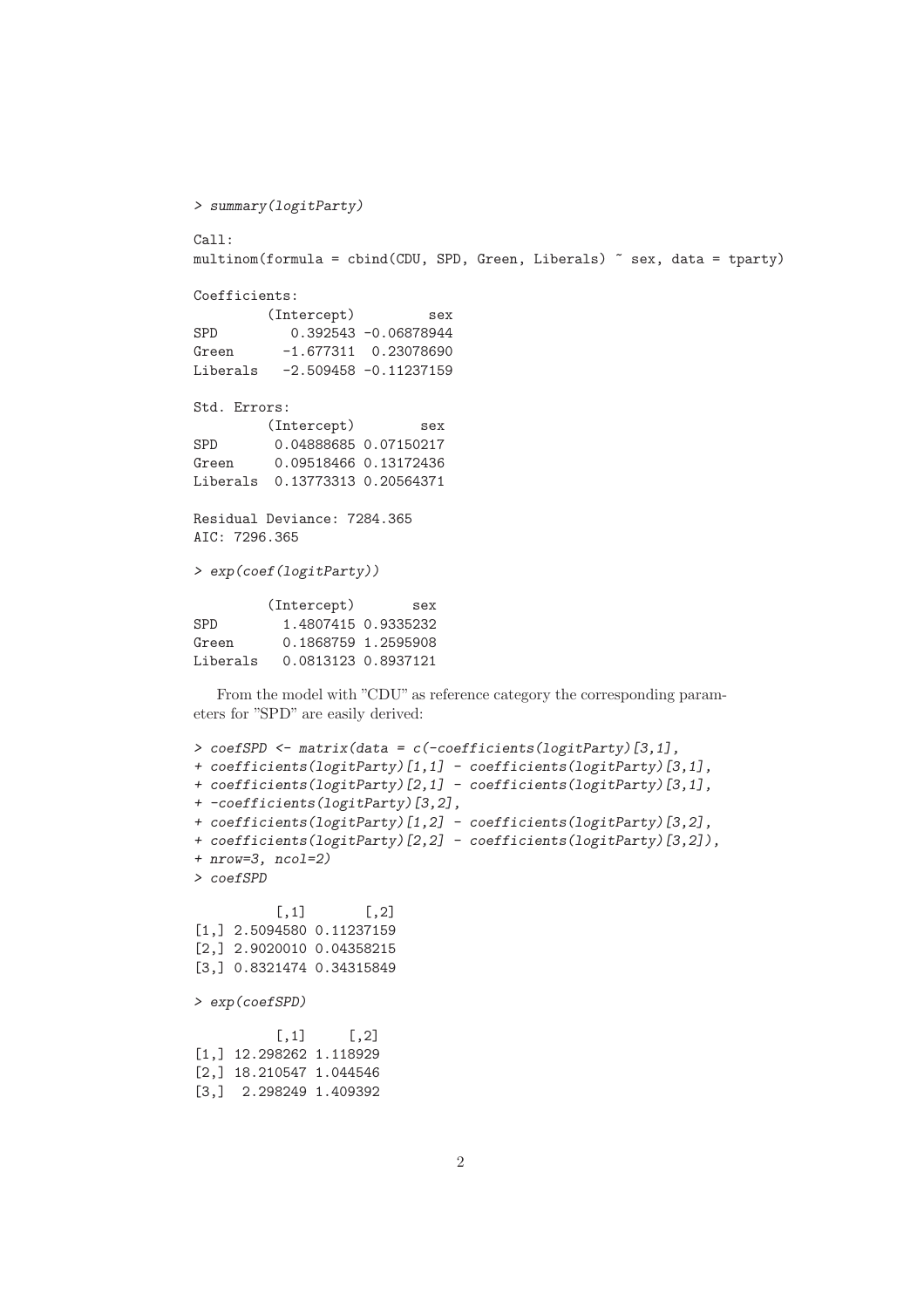```
> summary(logitParty)

Call:
multinom(formula = cbind(CDU, SPD, Green, Liberals) ~ sex, data = tparty)

Coefficients:
         (Intercept)         sex
SPD         0.392543 -0.06878944
Green      -1.677311  0.23078690
Liberals   -2.509458 -0.11237159

Std. Errors:
         (Intercept)        sex
SPD       0.04888685 0.07150217
Green     0.09518466 0.13172436
Liberals  0.13773313 0.20564371

Residual Deviance: 7284.365
AIC: 7296.365

> exp(coef(logitParty))

         (Intercept)       sex
SPD        1.4807415 0.9335232
Green      0.1868759 1.2595908
Liberals   0.0813123 0.8937121
```

From the model with "CDU" as reference category the corresponding parameters for "SPD" are easily derived:

```
> coefSPD <- matrix(data = c(-coefficients(logitParty)[3,1],
+ coefficients(logitParty)[1,1] - coefficients(logitParty)[3,1],
+ coefficients(logitParty)[2,1] - coefficients(logitParty)[3,1],
+ -coefficients(logitParty)[3,2],
+ coefficients(logitParty)[1,2] - coefficients(logitParty)[3,2],
+ coefficients(logitParty)[2,2] - coefficients(logitParty)[3,2]),
+ nrow=3, ncol=2)
> coefSPD

          [,1]       [,2]
[1,] 2.5094580 0.11237159
[2,] 2.9020010 0.04358215
[3,] 0.8321474 0.34315849

> exp(coefSPD)

          [,1]     [,2]
[1,] 12.298262 1.118929
[2,] 18.210547 1.044546
[3,]  2.298249 1.409392
```